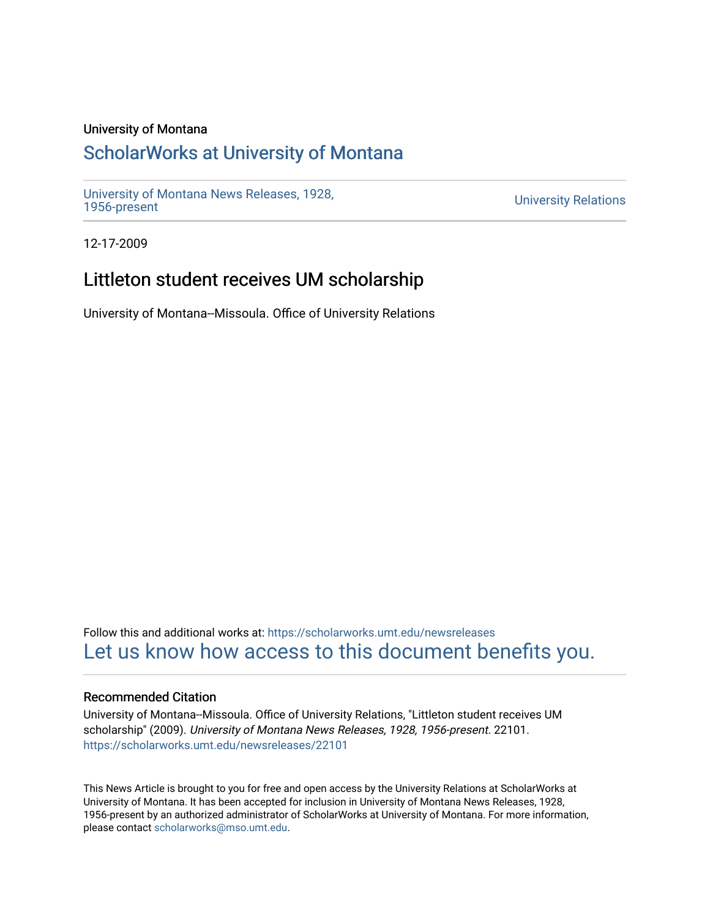University of Montana

## ScholarWorks at University of Montana

University of Montana News Releases, 1928, 1956-present

University Relations

12-17-2009

# Littleton student receives UM scholarship

University of Montana--Missoula. Office of University Relations

Follow this and additional works at: https://scholarworks.umt.edu/newsreleases

Let us know how access to this document benefits you.

### Recommended Citation

University of Montana--Missoula. Office of University Relations, "Littleton student receives UM scholarship" (2009). *University of Montana News Releases, 1928, 1956-present*. 22101. https://scholarworks.umt.edu/newsreleases/22101

This News Article is brought to you for free and open access by the University Relations at ScholarWorks at University of Montana. It has been accepted for inclusion in University of Montana News Releases, 1928, 1956-present by an authorized administrator of ScholarWorks at University of Montana. For more information, please contact scholarworks@mso.umt.edu.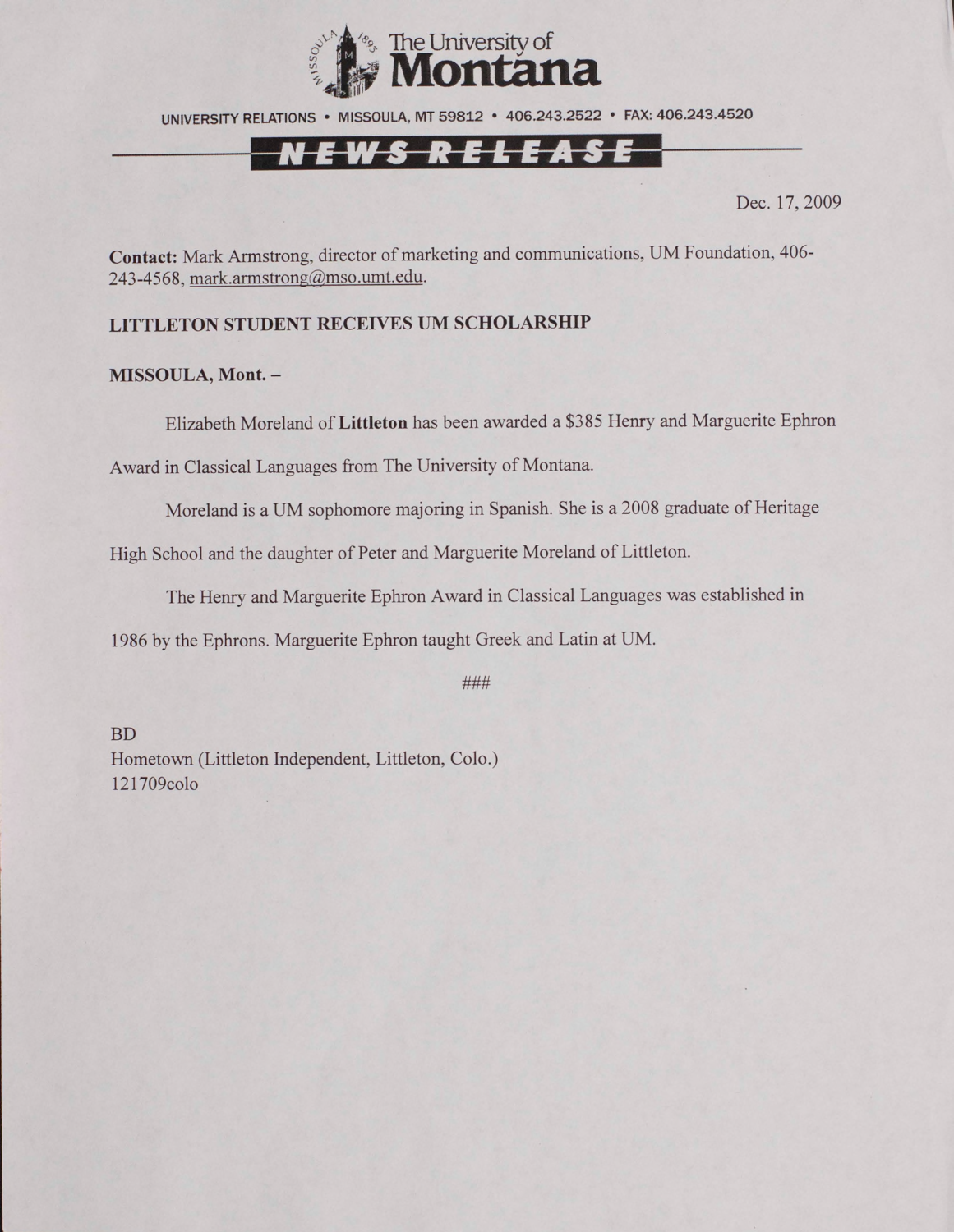The University of Montana

UNIVERSITY RELATIONS • MISSOULA, MT 59812 • 406.243.2522 • FAX: 406.243.4520

NEWS RELEASE

Dec. 17, 2009

**Contact:** Mark Armstrong, director of marketing and communications, UM Foundation, 406-243-4568, mark.armstrong@mso.umt.edu.

**LITTLETON STUDENT RECEIVES UM SCHOLARSHIP**

**MISSOULA, Mont.** –

Elizabeth Moreland of **Littleton** has been awarded a $385 Henry and Marguerite Ephron Award in Classical Languages from The University of Montana.

Moreland is a UM sophomore majoring in Spanish. She is a 2008 graduate of Heritage High School and the daughter of Peter and Marguerite Moreland of Littleton.

The Henry and Marguerite Ephron Award in Classical Languages was established in 1986 by the Ephrons. Marguerite Ephron taught Greek and Latin at UM.

###

BD
Hometown (Littleton Independent, Littleton, Colo.)
121709colo